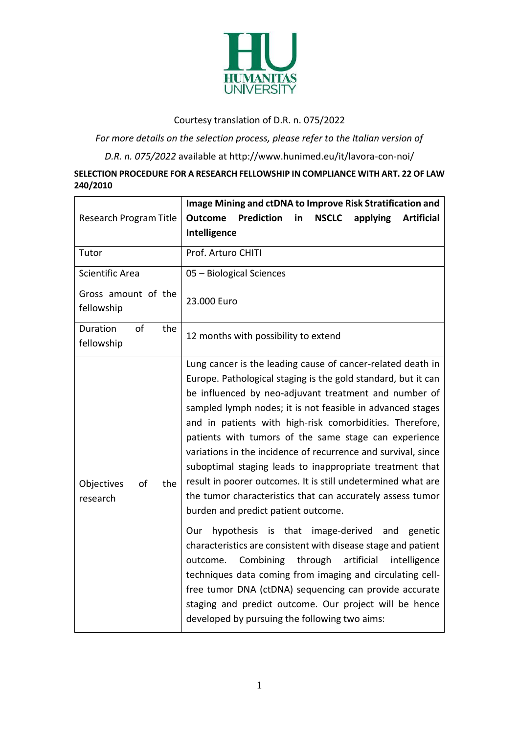Courtesy translation of D.R. n. 075/2022

*For more details on the selection process, please refer to the Italian version of D.R. n. 075/2022* available at http://www.hunimed.eu/it/lavora-con-noi/

**SELECTION PROCEDURE FOR A RESEARCH FELLOWSHIP IN COMPLIANCE WITH ART. 22 OF LAW 240/2010**

| Research Program Title | **Image Mining and ctDNA to Improve Risk Stratification and Outcome Prediction in NSCLC applying Artificial Intelligence** |
|---|---|
| Tutor | Prof. Arturo CHITI |
| Scientific Area | 05 – Biological Sciences |
| Gross amount of the fellowship | 23.000 Euro |
| Duration of the fellowship | 12 months with possibility to extend |
| Objectives of the research | Lung cancer is the leading cause of cancer-related death in Europe. Pathological staging is the gold standard, but it can be influenced by neo-adjuvant treatment and number of sampled lymph nodes; it is not feasible in advanced stages and in patients with high-risk comorbidities. Therefore, patients with tumors of the same stage can experience variations in the incidence of recurrence and survival, since suboptimal staging leads to inappropriate treatment that result in poorer outcomes. It is still undetermined what are the tumor characteristics that can accurately assess tumor burden and predict patient outcome.<br><br>Our hypothesis is that image-derived and genetic characteristics are consistent with disease stage and patient outcome. Combining through artificial intelligence techniques data coming from imaging and circulating cell-free tumor DNA (ctDNA) sequencing can provide accurate staging and predict outcome. Our project will be hence developed by pursuing the following two aims: |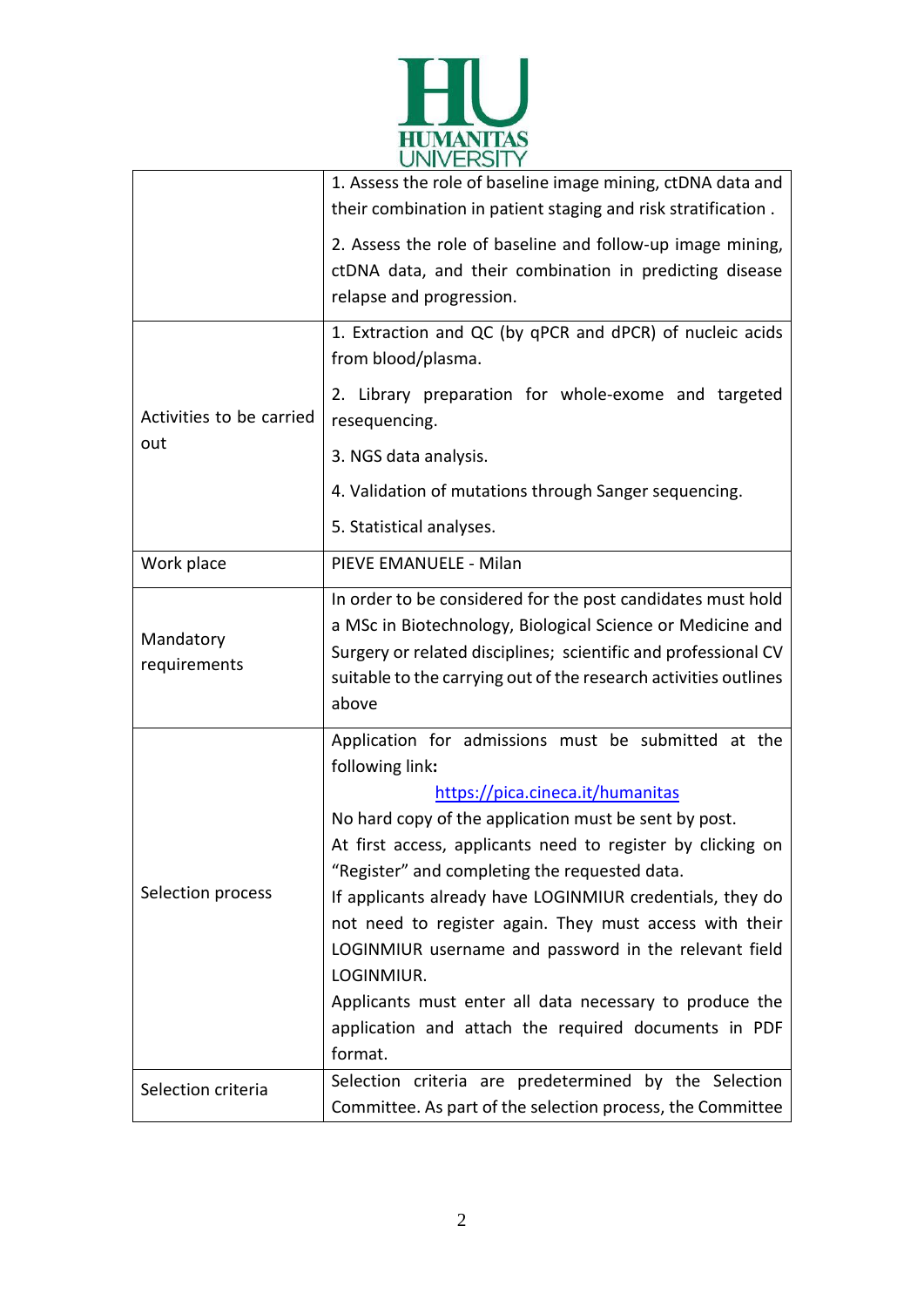| | |
|---|---|
| | 1. Assess the role of baseline image mining, ctDNA data and their combination in patient staging and risk stratification .<br><br>2. Assess the role of baseline and follow-up image mining, ctDNA data, and their combination in predicting disease relapse and progression. |
| Activities to be carried out | 1. Extraction and QC (by qPCR and dPCR) of nucleic acids from blood/plasma.<br><br>2. Library preparation for whole-exome and targeted resequencing.<br><br>3. NGS data analysis.<br><br>4. Validation of mutations through Sanger sequencing.<br><br>5. Statistical analyses. |
| Work place | PIEVE EMANUELE - Milan |
| Mandatory requirements | In order to be considered for the post candidates must hold a MSc in Biotechnology, Biological Science or Medicine and Surgery or related disciplines; scientific and professional CV suitable to the carrying out of the research activities outlines above |
| Selection process | Application for admissions must be submitted at the following link:<br>https://pica.cineca.it/humanitas<br>No hard copy of the application must be sent by post.<br>At first access, applicants need to register by clicking on "Register" and completing the requested data.<br>If applicants already have LOGINMIUR credentials, they do not need to register again. They must access with their LOGINMIUR username and password in the relevant field LOGINMIUR.<br>Applicants must enter all data necessary to produce the application and attach the required documents in PDF format. |
| Selection criteria | Selection criteria are predetermined by the Selection Committee. As part of the selection process, the Committee |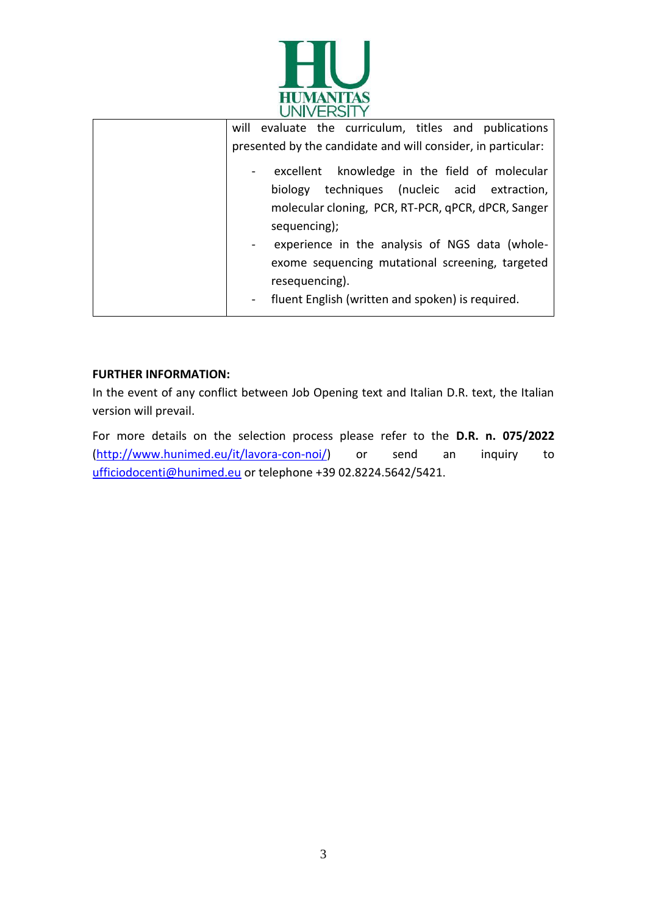| | |
|---|---|
| | will evaluate the curriculum, titles and publications presented by the candidate and will consider, in particular:<br>- excellent knowledge in the field of molecular biology techniques (nucleic acid extraction, molecular cloning, PCR, RT-PCR, qPCR, dPCR, Sanger sequencing);<br>- experience in the analysis of NGS data (whole-exome sequencing mutational screening, targeted resequencing).<br>- fluent English (written and spoken) is required. |

**FURTHER INFORMATION:**

In the event of any conflict between Job Opening text and Italian D.R. text, the Italian version will prevail.

For more details on the selection process please refer to the **D.R. n. 075/2022** (http://www.hunimed.eu/it/lavora-con-noi/) or send an inquiry to ufficiodocenti@hunimed.eu or telephone +39 02.8224.5642/5421.